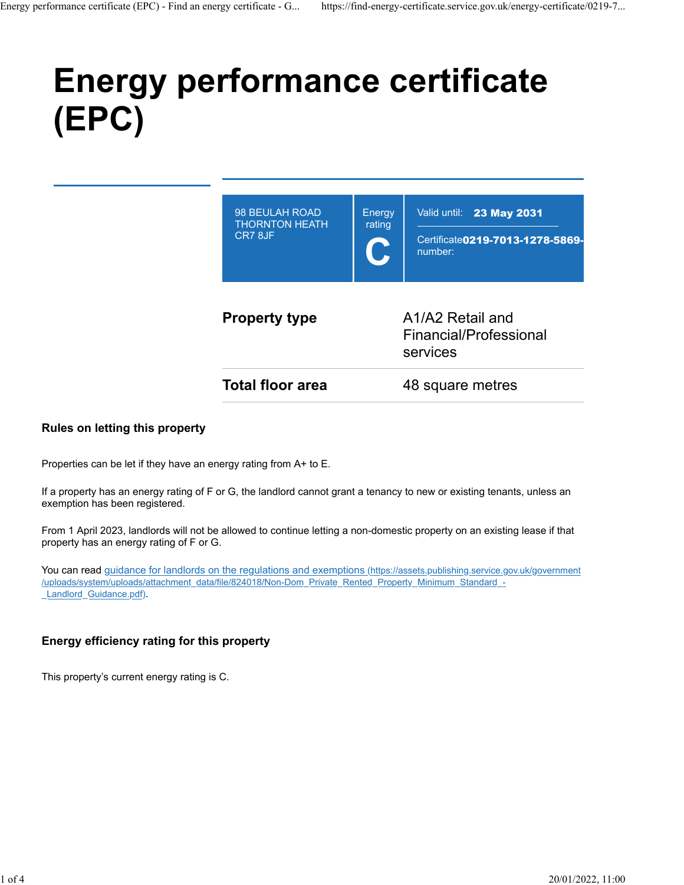# Energy performance certificate (EPC)

98 BEULAH ROAD
THORNTON HEATH
CR7 8JF

Energy rating

**C**

Valid until: **23 May 2031**

Certificate number: **0219-7013-1278-5869-**

| | |
|---|---|
| **Property type** | A1/A2 Retail and Financial/Professional services |
| **Total floor area** | 48 square metres |

## Rules on letting this property

Properties can be let if they have an energy rating from A+ to E.

If a property has an energy rating of F or G, the landlord cannot grant a tenancy to new or existing tenants, unless an exemption has been registered.

From 1 April 2023, landlords will not be allowed to continue letting a non-domestic property on an existing lease if that property has an energy rating of F or G.

You can read guidance for landlords on the regulations and exemptions (https://assets.publishing.service.gov.uk/government/uploads/system/uploads/attachment_data/file/824018/Non-Dom_Private_Rented_Property_Minimum_Standard_-_Landlord_Guidance.pdf).

## Energy efficiency rating for this property

This property's current energy rating is C.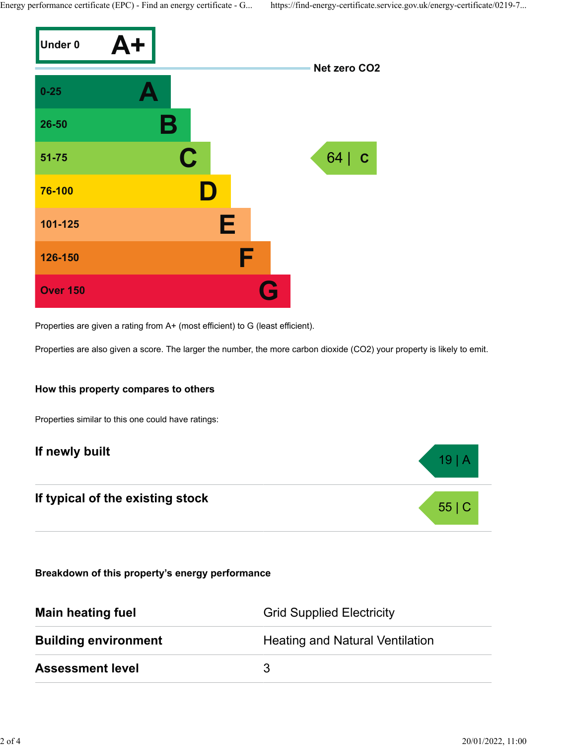| Score | Rating |
|---|---|
| Under 0 | A+ |
| 0-25 | A |
| 26-50 | B |
| 51-75 | C |
| 76-100 | D |
| 101-125 | E |
| 126-150 | F |
| Over 150 | G |

Net zero $CO_2$

This property: 64 | C

Properties are given a rating from A+ (most efficient) to G (least efficient).

Properties are also given a score. The larger the number, the more carbon dioxide ($CO_2$) your property is likely to emit.

### How this property compares to others

Properties similar to this one could have ratings:

| | |
|---|---|
| **If newly built** | 19 \| A |
| **If typical of the existing stock** | 55 \| C |

### Breakdown of this property's energy performance

| | |
|---|---|
| **Main heating fuel** | Grid Supplied Electricity |
| **Building environment** | Heating and Natural Ventilation |
| **Assessment level** | 3 |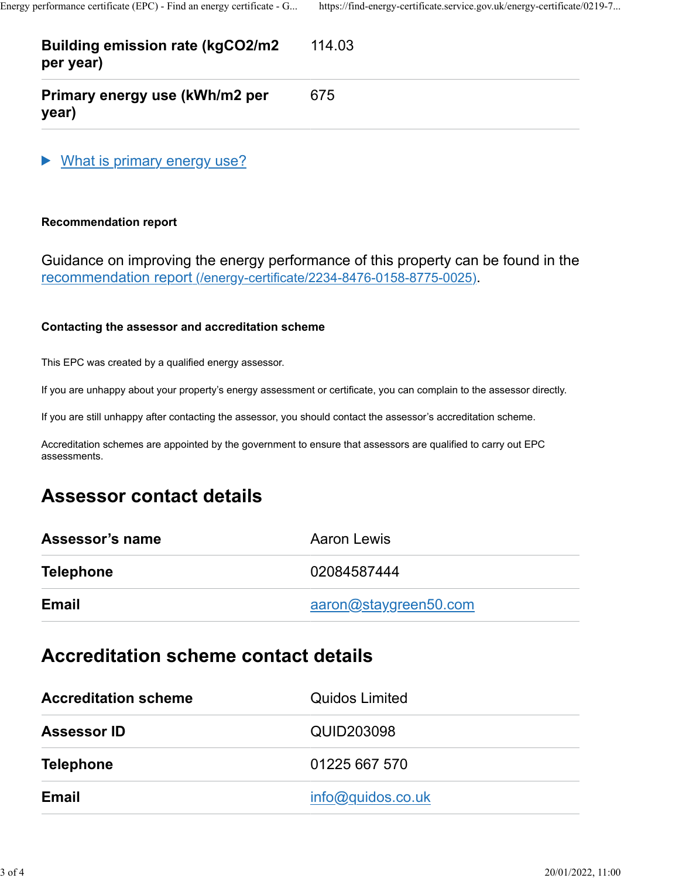| | |
|---|---|
| **Building emission rate (kgCO2/m2 per year)** | 114.03 |
| **Primary energy use (kWh/m2 per year)** | 675 |

▶ What is primary energy use?

**Recommendation report**

Guidance on improving the energy performance of this property can be found in the recommendation report (/energy-certificate/2234-8476-0158-8775-0025).

**Contacting the assessor and accreditation scheme**

This EPC was created by a qualified energy assessor.

If you are unhappy about your property's energy assessment or certificate, you can complain to the assessor directly.

If you are still unhappy after contacting the assessor, you should contact the assessor's accreditation scheme.

Accreditation schemes are appointed by the government to ensure that assessors are qualified to carry out EPC assessments.

## Assessor contact details

| | |
|---|---|
| **Assessor's name** | Aaron Lewis |
| **Telephone** | 02084587444 |
| **Email** | aaron@staygreen50.com |

## Accreditation scheme contact details

| | |
|---|---|
| **Accreditation scheme** | Quidos Limited |
| **Assessor ID** | QUID203098 |
| **Telephone** | 01225 667 570 |
| **Email** | info@quidos.co.uk |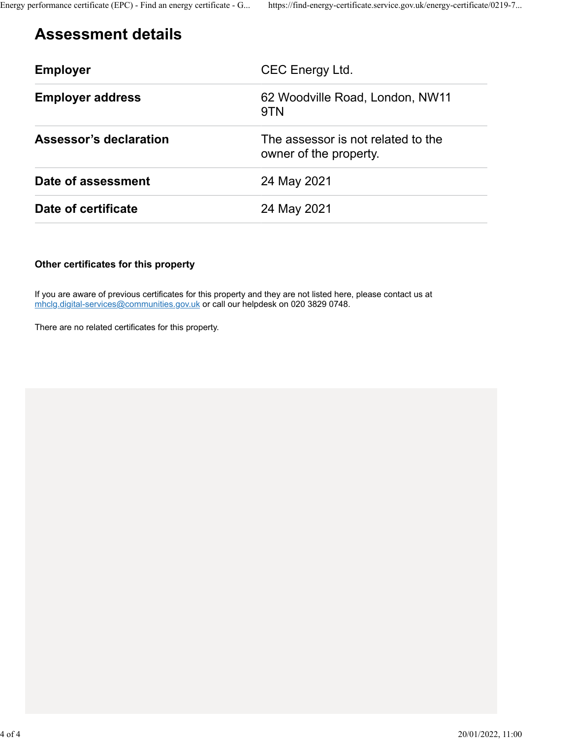## Assessment details

| | |
|---|---|
| **Employer** | CEC Energy Ltd. |
| **Employer address** | 62 Woodville Road, London, NW11 9TN |
| **Assessor's declaration** | The assessor is not related to the owner of the property. |
| **Date of assessment** | 24 May 2021 |
| **Date of certificate** | 24 May 2021 |

### Other certificates for this property

If you are aware of previous certificates for this property and they are not listed here, please contact us at mhclg.digital-services@communities.gov.uk or call our helpdesk on 020 3829 0748.

There are no related certificates for this property.